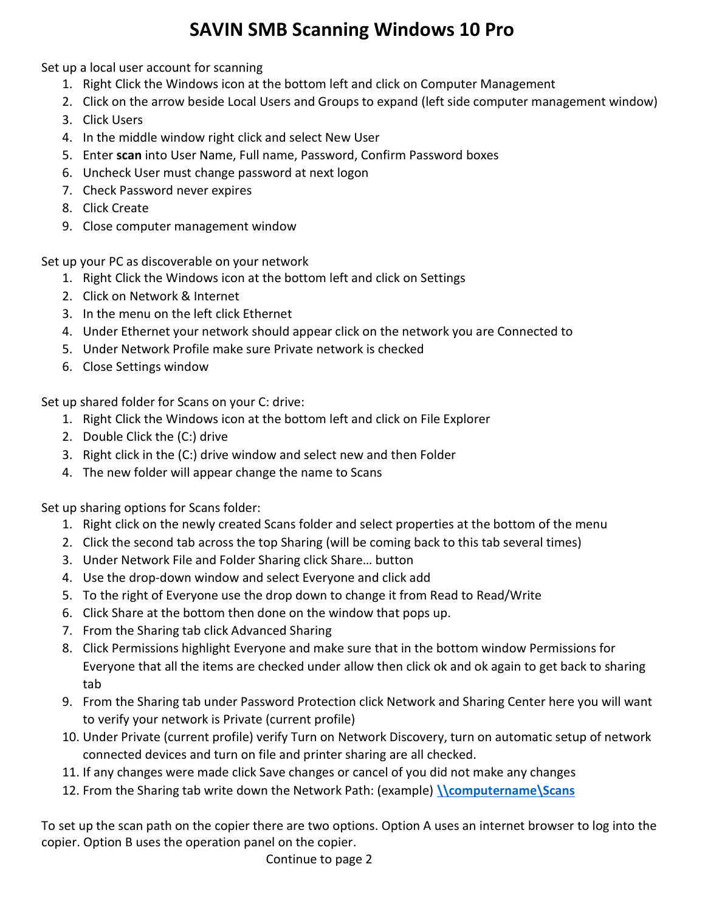# SAVIN SMB Scanning Windows 10 Pro

Set up a local user account for scanning

1. Right Click the Windows icon at the bottom left and click on Computer Management
2. Click on the arrow beside Local Users and Groups to expand (left side computer management window)
3. Click Users
4. In the middle window right click and select New User
5. Enter **scan** into User Name, Full name, Password, Confirm Password boxes
6. Uncheck User must change password at next logon
7. Check Password never expires
8. Click Create
9. Close computer management window

Set up your PC as discoverable on your network

1. Right Click the Windows icon at the bottom left and click on Settings
2. Click on Network & Internet
3. In the menu on the left click Ethernet
4. Under Ethernet your network should appear click on the network you are Connected to
5. Under Network Profile make sure Private network is checked
6. Close Settings window

Set up shared folder for Scans on your C: drive:

1. Right Click the Windows icon at the bottom left and click on File Explorer
2. Double Click the (C:) drive
3. Right click in the (C:) drive window and select new and then Folder
4. The new folder will appear change the name to Scans

Set up sharing options for Scans folder:

1. Right click on the newly created Scans folder and select properties at the bottom of the menu
2. Click the second tab across the top Sharing (will be coming back to this tab several times)
3. Under Network File and Folder Sharing click Share… button
4. Use the drop-down window and select Everyone and click add
5. To the right of Everyone use the drop down to change it from Read to Read/Write
6. Click Share at the bottom then done on the window that pops up.
7. From the Sharing tab click Advanced Sharing
8. Click Permissions highlight Everyone and make sure that in the bottom window Permissions for Everyone that all the items are checked under allow then click ok and ok again to get back to sharing tab
9. From the Sharing tab under Password Protection click Network and Sharing Center here you will want to verify your network is Private (current profile)
10. Under Private (current profile) verify Turn on Network Discovery, turn on automatic setup of network connected devices and turn on file and printer sharing are all checked.
11. If any changes were made click Save changes or cancel of you did not make any changes
12. From the Sharing tab write down the Network Path: (example) **\\computername\Scans**

To set up the scan path on the copier there are two options. Option A uses an internet browser to log into the copier. Option B uses the operation panel on the copier.

Continue to page 2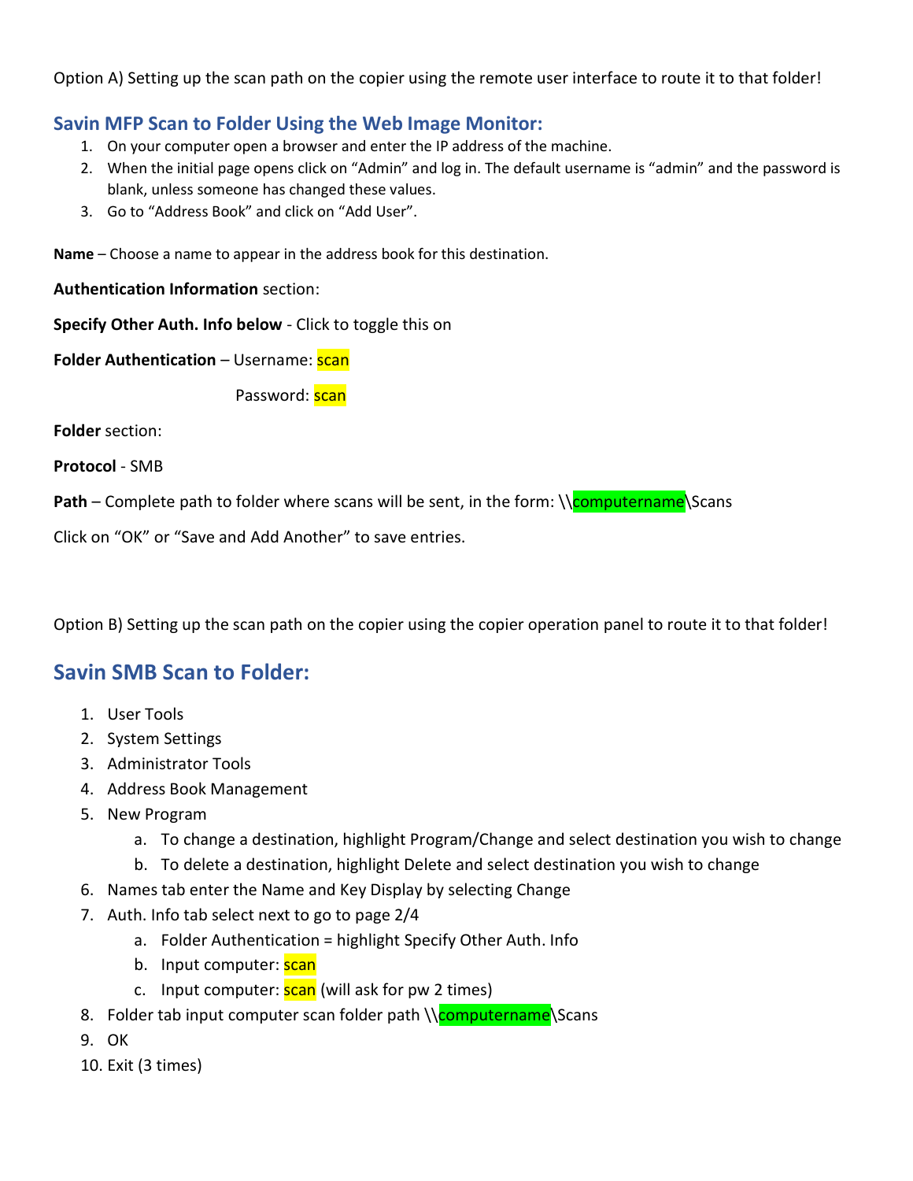Option A) Setting up the scan path on the copier using the remote user interface to route it to that folder!

## Savin MFP Scan to Folder Using the Web Image Monitor:

1. On your computer open a browser and enter the IP address of the machine.
2. When the initial page opens click on "Admin" and log in. The default username is "admin" and the password is blank, unless someone has changed these values.
3. Go to "Address Book" and click on "Add User".

**Name** – Choose a name to appear in the address book for this destination.

**Authentication Information** section:

**Specify Other Auth. Info below** - Click to toggle this on

**Folder Authentication** – Username: scan

Password: scan

**Folder** section:

**Protocol** - SMB

**Path** – Complete path to folder where scans will be sent, in the form: \\computername\Scans

Click on "OK" or "Save and Add Another" to save entries.

Option B) Setting up the scan path on the copier using the copier operation panel to route it to that folder!

## Savin SMB Scan to Folder:

1. User Tools
2. System Settings
3. Administrator Tools
4. Address Book Management
5. New Program
   a. To change a destination, highlight Program/Change and select destination you wish to change
   b. To delete a destination, highlight Delete and select destination you wish to change
6. Names tab enter the Name and Key Display by selecting Change
7. Auth. Info tab select next to go to page 2/4
   a. Folder Authentication = highlight Specify Other Auth. Info
   b. Input computer: scan
   c. Input computer: scan (will ask for pw 2 times)
8. Folder tab input computer scan folder path \\computername\Scans
9. OK
10. Exit (3 times)